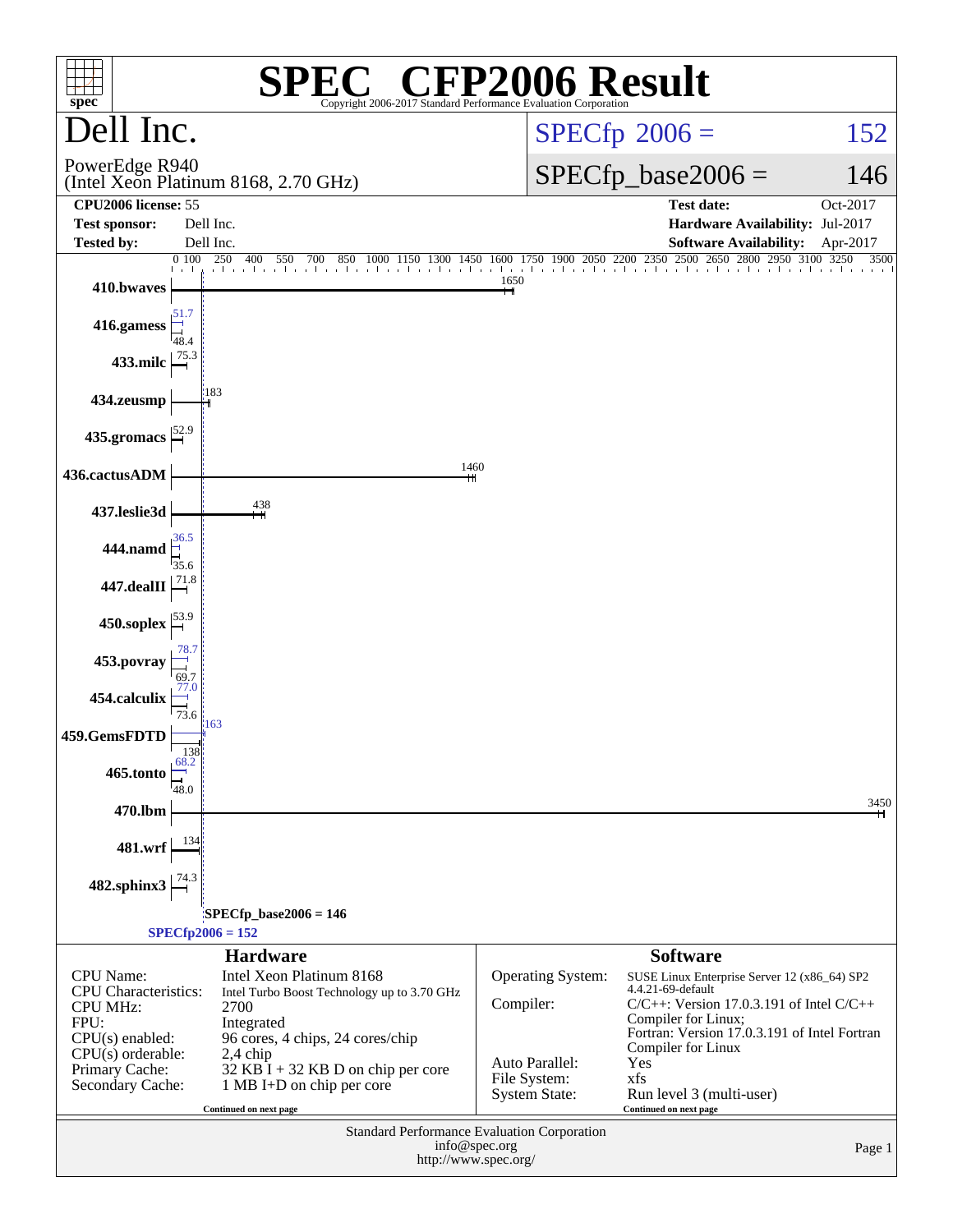# SPEC CFP2006 Result

Copyright 2006-2017 Standard Performance Evaluation Corporation

## Dell Inc.

PowerEdge R940
(Intel Xeon Platinum 8168, 2.70 GHz)

SPECfp 2006 = 152

SPECfp_base2006 = 146

| | | | |
|---|---|---|---|
| **CPU2006 license:** | 55 | **Test date:** | Oct-2017 |
| **Test sponsor:** | Dell Inc. | **Hardware Availability:** | Jul-2017 |
| **Tested by:** | Dell Inc. | **Software Availability:** | Apr-2017 |

| Benchmark | Peak | Base |
|---|---|---|
| 410.bwaves | | 1650 |
| 416.gamess | 51.7 | 48.4 |
| 433.milc | | 75.3 |
| 434.zeusmp | | 183 |
| 435.gromacs | | 52.9 |
| 436.cactusADM | | 1460 |
| 437.leslie3d | | 438 |
| 444.namd | 36.5 | 35.6 |
| 447.dealII | | 71.8 |
| 450.soplex | | 53.9 |
| 453.povray | 78.7 | 69.7 |
| 454.calculix | 77.0 | 73.6 |
| 459.GemsFDTD | 163 | 138 |
| 465.tonto | 68.2 | 48.0 |
| 470.lbm | | 3450 |
| 481.wrf | | 134 |
| 482.sphinx3 | | 74.3 |

SPECfp_base2006 = 146

SPECfp2006 = 152

### Hardware

| | |
|---|---|
| CPU Name: | Intel Xeon Platinum 8168 |
| CPU Characteristics: | Intel Turbo Boost Technology up to 3.70 GHz |
| CPU MHz: | 2700 |
| FPU: | Integrated |
| CPU(s) enabled: | 96 cores, 4 chips, 24 cores/chip |
| CPU(s) orderable: | 2,4 chip |
| Primary Cache: | 32 KB I + 32 KB D on chip per core |
| Secondary Cache: | 1 MB I+D on chip per core |

Continued on next page

### Software

| | |
|---|---|
| Operating System: | SUSE Linux Enterprise Server 12 (x86_64) SP2 4.4.21-69-default |
| Compiler: | C/C++: Version 17.0.3.191 of Intel C/C++ Compiler for Linux; Fortran: Version 17.0.3.191 of Intel Fortran Compiler for Linux |
| Auto Parallel: | Yes |
| File System: | xfs |
| System State: | Run level 3 (multi-user) |

Continued on next page

Standard Performance Evaluation Corporation
info@spec.org
http://www.spec.org/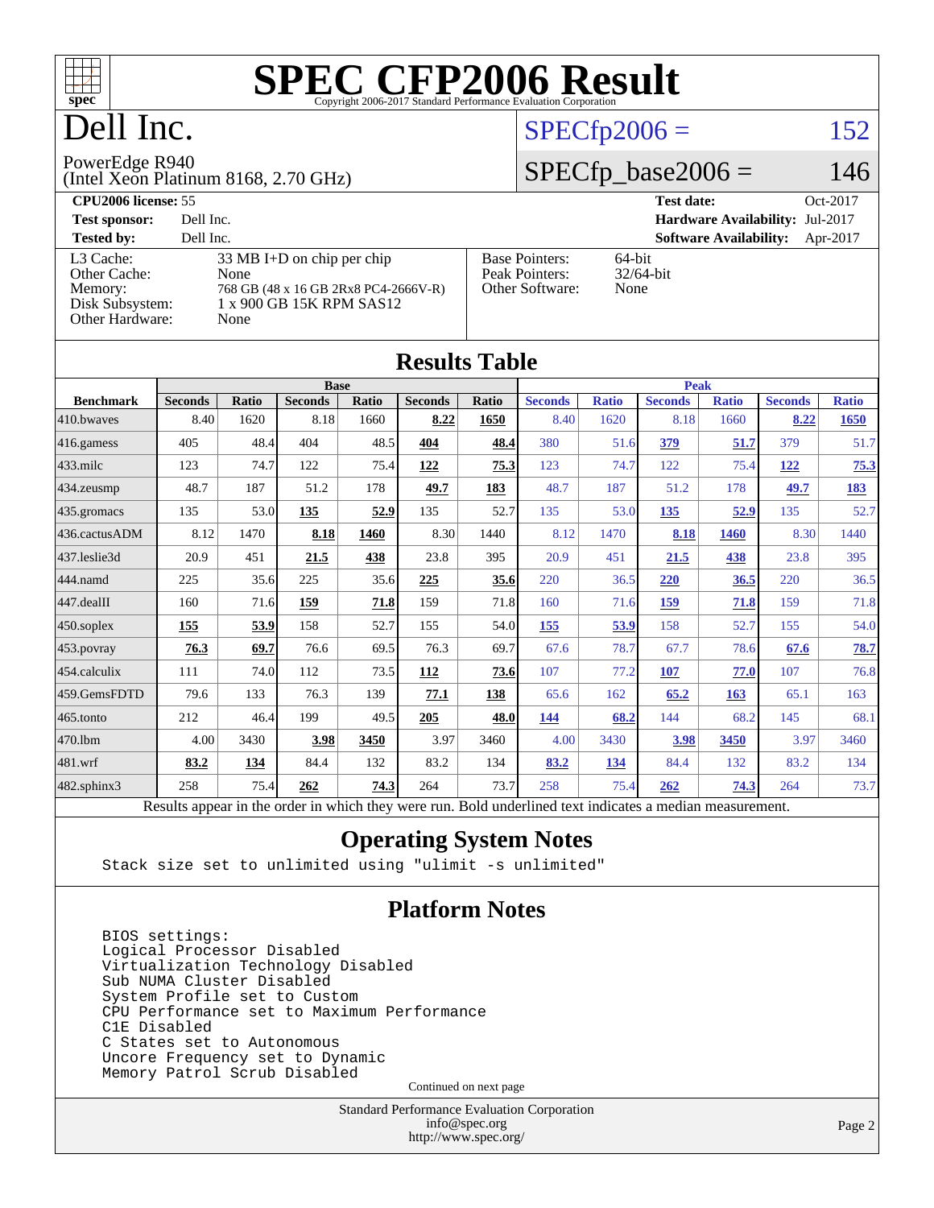# SPEC CFP2006 Result

Copyright 2006-2017 Standard Performance Evaluation Corporation

# Dell Inc.

PowerEdge R940
(Intel Xeon Platinum 8168, 2.70 GHz)

SPECfp2006 = 152

SPECfp_base2006 = 146

| | | | |
|---|---|---|---|
| **CPU2006 license:** 55 | | **Test date:** | Oct-2017 |
| **Test sponsor:** | Dell Inc. | **Hardware Availability:** | Jul-2017 |
| **Tested by:** | Dell Inc. | **Software Availability:** | Apr-2017 |

| | |
|---|---|
| L3 Cache: | 33 MB I+D on chip per chip |
| Other Cache: | None |
| Memory: | 768 GB (48 x 16 GB 2Rx8 PC4-2666V-R) |
| Disk Subsystem: | 1 x 900 GB 15K RPM SAS12 |
| Other Hardware: | None |

| | |
|---|---|
| Base Pointers: | 64-bit |
| Peak Pointers: | 32/64-bit |
| Other Software: | None |

## Results Table

| Benchmark | Base | | | | | | Peak | | | | | |
|---|---|---|---|---|---|---|---|---|---|---|---|---|
| | Seconds | Ratio | Seconds | Ratio | Seconds | Ratio | Seconds | Ratio | Seconds | Ratio | Seconds | Ratio |
| 410.bwaves | 8.40 | 1620 | 8.18 | 1660 | **8.22** | **1650** | 8.40 | 1620 | 8.18 | 1660 | **8.22** | **1650** |
| 416.gamess | 405 | 48.4 | 404 | 48.5 | **404** | **48.4** | 380 | 51.6 | **379** | **51.7** | 379 | 51.7 |
| 433.milc | 123 | 74.7 | 122 | 75.4 | **122** | **75.3** | 123 | 74.7 | 122 | 75.4 | **122** | **75.3** |
| 434.zeusmp | 48.7 | 187 | 51.2 | 178 | **49.7** | **183** | 48.7 | 187 | 51.2 | 178 | **49.7** | **183** |
| 435.gromacs | 135 | 53.0 | **135** | **52.9** | 135 | 52.7 | 135 | 53.0 | **135** | **52.9** | 135 | 52.7 |
| 436.cactusADM | 8.12 | 1470 | **8.18** | **1460** | 8.30 | 1440 | 8.12 | 1470 | **8.18** | **1460** | 8.30 | 1440 |
| 437.leslie3d | 20.9 | 451 | **21.5** | **438** | 23.8 | 395 | 20.9 | 451 | **21.5** | **438** | 23.8 | 395 |
| 444.namd | 225 | 35.6 | 225 | 35.6 | **225** | **35.6** | 220 | 36.5 | **220** | **36.5** | 220 | 36.5 |
| 447.dealII | 160 | 71.6 | **159** | **71.8** | 159 | 71.8 | 160 | 71.6 | **159** | **71.8** | 159 | 71.8 |
| 450.soplex | **155** | **53.9** | 158 | 52.7 | 155 | 54.0 | **155** | **53.9** | 158 | 52.7 | 155 | 54.0 |
| 453.povray | **76.3** | **69.7** | 76.6 | 69.5 | 76.3 | 69.7 | 67.6 | 78.7 | 67.7 | 78.6 | **67.6** | **78.7** |
| 454.calculix | 111 | 74.0 | 112 | 73.5 | **112** | **73.6** | 107 | 77.2 | **107** | **77.0** | 107 | 76.8 |
| 459.GemsFDTD | 79.6 | 133 | 76.3 | 139 | **77.1** | **138** | 65.6 | 162 | **65.2** | **163** | 65.1 | 163 |
| 465.tonto | 212 | 46.4 | 199 | 49.5 | **205** | **48.0** | **144** | **68.2** | 144 | 68.2 | 145 | 68.1 |
| 470.lbm | 4.00 | 3430 | **3.98** | **3450** | 3.97 | 3460 | 4.00 | 3430 | **3.98** | **3450** | 3.97 | 3460 |
| 481.wrf | **83.2** | **134** | 84.4 | 132 | 83.2 | 134 | **83.2** | **134** | 84.4 | 132 | 83.2 | 134 |
| 482.sphinx3 | 258 | 75.4 | **262** | **74.3** | 264 | 73.7 | 258 | 75.4 | **262** | **74.3** | 264 | 73.7 |

Results appear in the order in which they were run. Bold underlined text indicates a median measurement.

## Operating System Notes

```
Stack size set to unlimited using "ulimit -s unlimited"
```

## Platform Notes

```
BIOS settings:
Logical Processor Disabled
Virtualization Technology Disabled
Sub NUMA Cluster Disabled
System Profile set to Custom
CPU Performance set to Maximum Performance
C1E Disabled
C States set to Autonomous
Uncore Frequency set to Dynamic
Memory Patrol Scrub Disabled
```

Continued on next page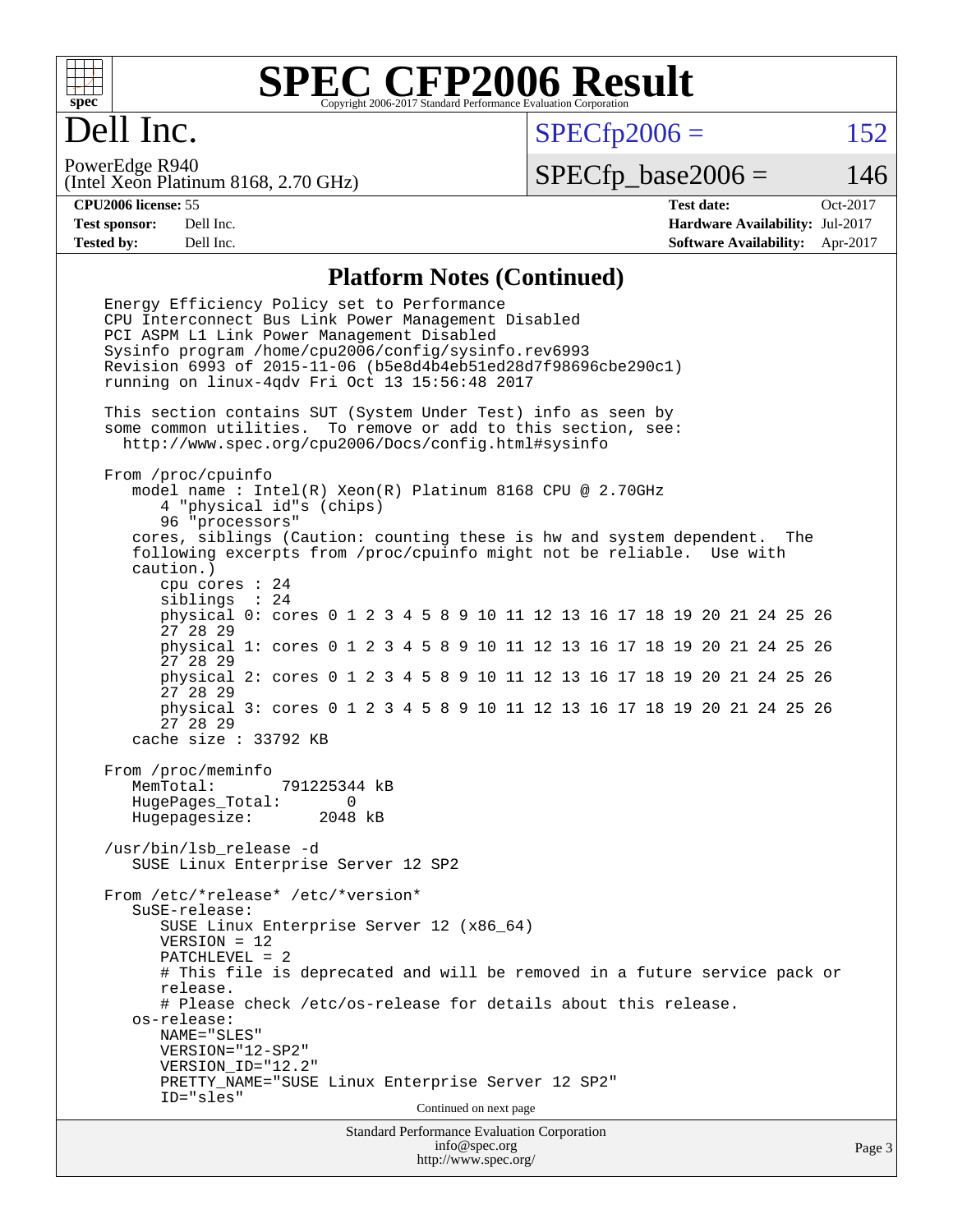# SPEC CFP2006 Result

Copyright 2006-2017 Standard Performance Evaluation Corporation

## Dell Inc.

PowerEdge R940
(Intel Xeon Platinum 8168, 2.70 GHz)

SPECfp2006 = 152

SPECfp_base2006 = 146

| | | | |
|---|---|---|---|
| **CPU2006 license:** | 55 | **Test date:** | Oct-2017 |
| **Test sponsor:** | Dell Inc. | **Hardware Availability:** | Jul-2017 |
| **Tested by:** | Dell Inc. | **Software Availability:** | Apr-2017 |

### Platform Notes (Continued)

```
Energy Efficiency Policy set to Performance
CPU Interconnect Bus Link Power Management Disabled
PCI ASPM L1 Link Power Management Disabled
Sysinfo program /home/cpu2006/config/sysinfo.rev6993
Revision 6993 of 2015-11-06 (b5e8d4b4eb51ed28d7f98696cbe290c1)
running on linux-4qdv Fri Oct 13 15:56:48 2017

This section contains SUT (System Under Test) info as seen by
some common utilities.  To remove or add to this section, see:
  http://www.spec.org/cpu2006/Docs/config.html#sysinfo

From /proc/cpuinfo
   model name : Intel(R) Xeon(R) Platinum 8168 CPU @ 2.70GHz
      4 "physical id"s (chips)
      96 "processors"
   cores, siblings (Caution: counting these is hw and system dependent.  The
   following excerpts from /proc/cpuinfo might not be reliable.  Use with
   caution.)
      cpu cores : 24
      siblings  : 24
      physical 0: cores 0 1 2 3 4 5 8 9 10 11 12 13 16 17 18 19 20 21 24 25 26
      27 28 29
      physical 1: cores 0 1 2 3 4 5 8 9 10 11 12 13 16 17 18 19 20 21 24 25 26
      27 28 29
      physical 2: cores 0 1 2 3 4 5 8 9 10 11 12 13 16 17 18 19 20 21 24 25 26
      27 28 29
      physical 3: cores 0 1 2 3 4 5 8 9 10 11 12 13 16 17 18 19 20 21 24 25 26
      27 28 29
   cache size : 33792 KB

From /proc/meminfo
   MemTotal:       791225344 kB
   HugePages_Total:       0
   Hugepagesize:       2048 kB

/usr/bin/lsb_release -d
   SUSE Linux Enterprise Server 12 SP2

From /etc/*release* /etc/*version*
   SuSE-release:
      SUSE Linux Enterprise Server 12 (x86_64)
      VERSION = 12
      PATCHLEVEL = 2
      # This file is deprecated and will be removed in a future service pack or
      release.
      # Please check /etc/os-release for details about this release.
   os-release:
      NAME="SLES"
      VERSION="12-SP2"
      VERSION_ID="12.2"
      PRETTY_NAME="SUSE Linux Enterprise Server 12 SP2"
      ID="sles"
```

Continued on next page

Standard Performance Evaluation Corporation
info@spec.org
http://www.spec.org/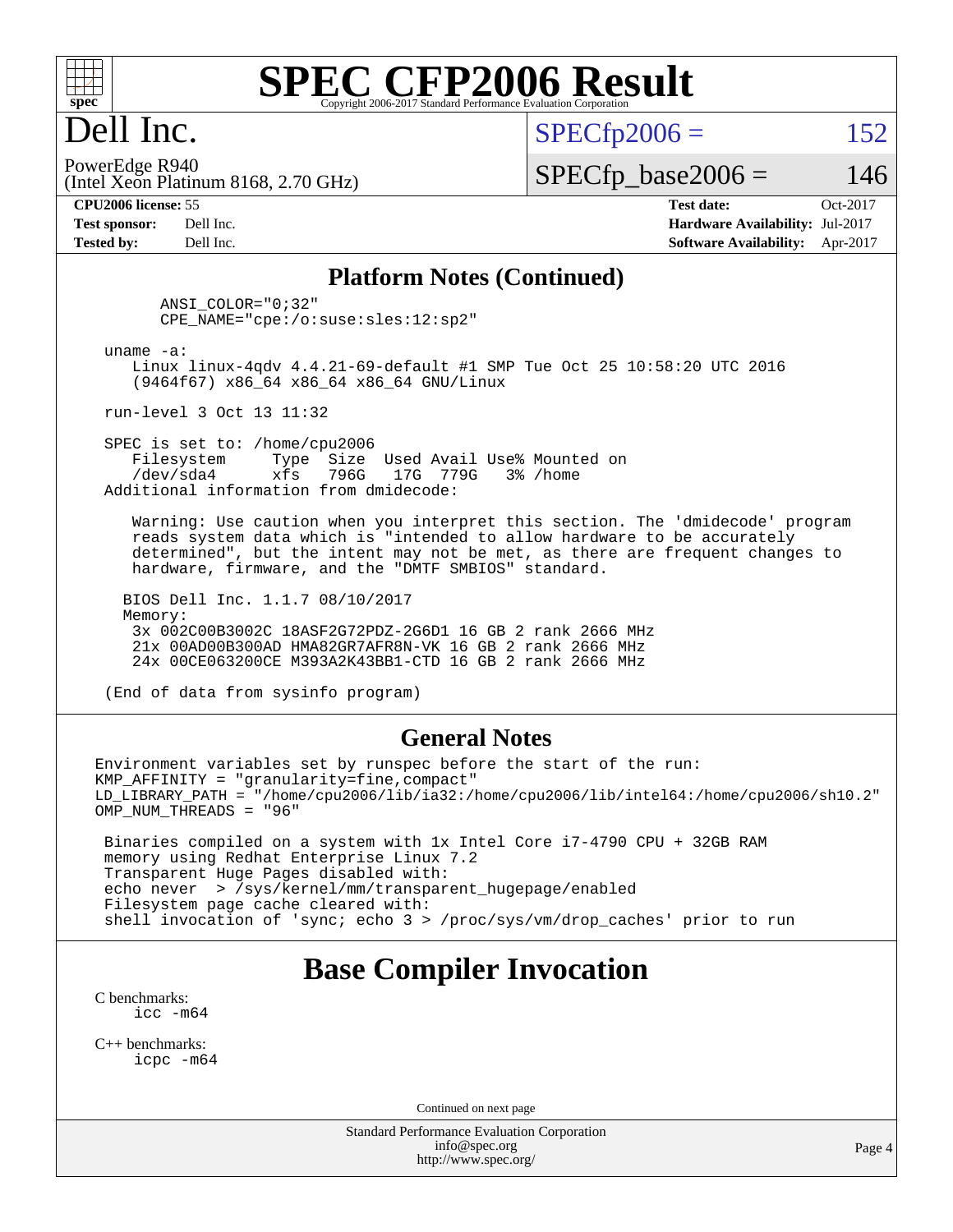# SPEC CFP2006 Result

Copyright 2006-2017 Standard Performance Evaluation Corporation

## Dell Inc.

PowerEdge R940
(Intel Xeon Platinum 8168, 2.70 GHz)

SPECfp2006 = 152

SPECfp_base2006 = 146

**CPU2006 license:** 55
**Test sponsor:** Dell Inc.
**Tested by:** Dell Inc.

**Test date:** Oct-2017
**Hardware Availability:** Jul-2017
**Software Availability:** Apr-2017

### Platform Notes (Continued)

```
        ANSI_COLOR="0;32"
        CPE_NAME="cpe:/o:suse:sles:12:sp2"

    uname -a:
       Linux linux-4qdv 4.4.21-69-default #1 SMP Tue Oct 25 10:58:20 UTC 2016
       (9464f67) x86_64 x86_64 x86_64 GNU/Linux

    run-level 3 Oct 13 11:32

    SPEC is set to: /home/cpu2006
       Filesystem     Type  Size  Used Avail Use% Mounted on
       /dev/sda4      xfs   796G   17G  779G   3% /home
    Additional information from dmidecode:

       Warning: Use caution when you interpret this section. The 'dmidecode' program
       reads system data which is "intended to allow hardware to be accurately
       determined", but the intent may not be met, as there are frequent changes to
       hardware, firmware, and the "DMTF SMBIOS" standard.

      BIOS Dell Inc. 1.1.7 08/10/2017
      Memory:
       3x 002C00B3002C 18ASF2G72PDZ-2G6D1 16 GB 2 rank 2666 MHz
       21x 00AD00B300AD HMA82GR7AFR8N-VK 16 GB 2 rank 2666 MHz
       24x 00CE063200CE M393A2K43BB1-CTD 16 GB 2 rank 2666 MHz

    (End of data from sysinfo program)
```

### General Notes

```
Environment variables set by runspec before the start of the run:
KMP_AFFINITY = "granularity=fine,compact"
LD_LIBRARY_PATH = "/home/cpu2006/lib/ia32:/home/cpu2006/lib/intel64:/home/cpu2006/sh10.2"
OMP_NUM_THREADS = "96"

 Binaries compiled on a system with 1x Intel Core i7-4790 CPU + 32GB RAM
 memory using Redhat Enterprise Linux 7.2
 Transparent Huge Pages disabled with:
 echo never  > /sys/kernel/mm/transparent_hugepage/enabled
 Filesystem page cache cleared with:
 shell invocation of 'sync; echo 3 > /proc/sys/vm/drop_caches' prior to run
```

## Base Compiler Invocation

C benchmarks:
```
icc -m64
```

C++ benchmarks:
```
icpc -m64
```

Continued on next page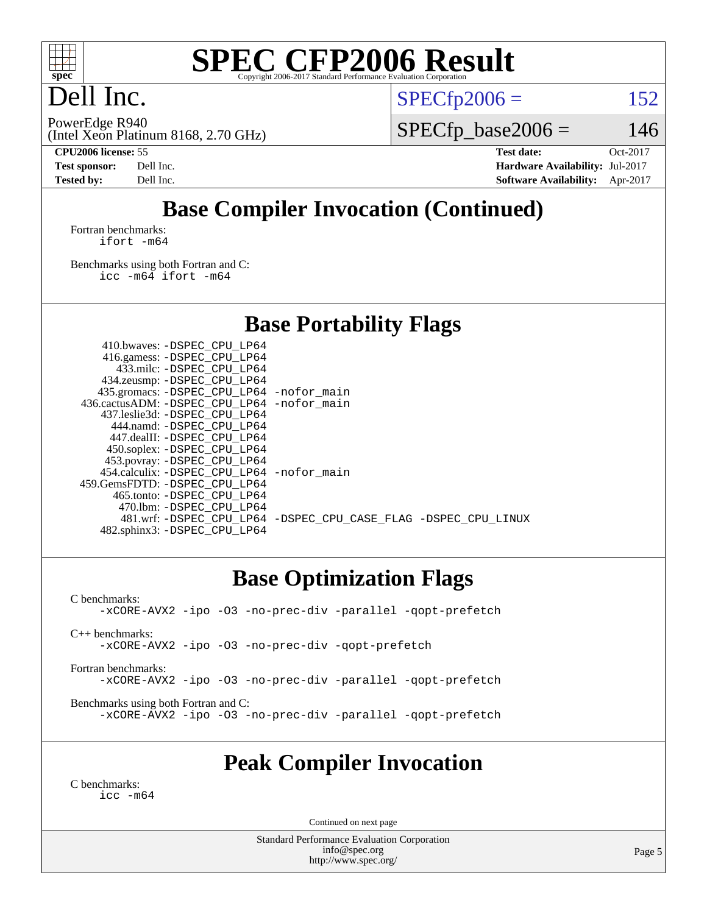# SPEC CFP2006 Result

Copyright 2006-2017 Standard Performance Evaluation Corporation

# Dell Inc.

PowerEdge R940
(Intel Xeon Platinum 8168, 2.70 GHz)

SPECfp2006 = 152

SPECfp_base2006 = 146

| | | | |
|---|---|---|---|
| **CPU2006 license:** | 55 | **Test date:** | Oct-2017 |
| **Test sponsor:** | Dell Inc. | **Hardware Availability:** | Jul-2017 |
| **Tested by:** | Dell Inc. | **Software Availability:** | Apr-2017 |

## Base Compiler Invocation (Continued)

Fortran benchmarks:
```
ifort -m64
```

Benchmarks using both Fortran and C:
```
icc -m64 ifort -m64
```

## Base Portability Flags

```
     410.bwaves: -DSPEC_CPU_LP64
     416.gamess: -DSPEC_CPU_LP64
       433.milc: -DSPEC_CPU_LP64
     434.zeusmp: -DSPEC_CPU_LP64
    435.gromacs: -DSPEC_CPU_LP64 -nofor_main
 436.cactusADM: -DSPEC_CPU_LP64 -nofor_main
    437.leslie3d: -DSPEC_CPU_LP64
       444.namd: -DSPEC_CPU_LP64
     447.dealII: -DSPEC_CPU_LP64
     450.soplex: -DSPEC_CPU_LP64
     453.povray: -DSPEC_CPU_LP64
   454.calculix: -DSPEC_CPU_LP64 -nofor_main
 459.GemsFDTD: -DSPEC_CPU_LP64
      465.tonto: -DSPEC_CPU_LP64
        470.lbm: -DSPEC_CPU_LP64
        481.wrf: -DSPEC_CPU_LP64 -DSPEC_CPU_CASE_FLAG -DSPEC_CPU_LINUX
    482.sphinx3: -DSPEC_CPU_LP64
```

## Base Optimization Flags

C benchmarks:
```
-xCORE-AVX2 -ipo -O3 -no-prec-div -parallel -qopt-prefetch
```

C++ benchmarks:
```
-xCORE-AVX2 -ipo -O3 -no-prec-div -qopt-prefetch
```

Fortran benchmarks:
```
-xCORE-AVX2 -ipo -O3 -no-prec-div -parallel -qopt-prefetch
```

Benchmarks using both Fortran and C:
```
-xCORE-AVX2 -ipo -O3 -no-prec-div -parallel -qopt-prefetch
```

## Peak Compiler Invocation

C benchmarks:
```
icc -m64
```

Continued on next page

Standard Performance Evaluation Corporation
info@spec.org
http://www.spec.org/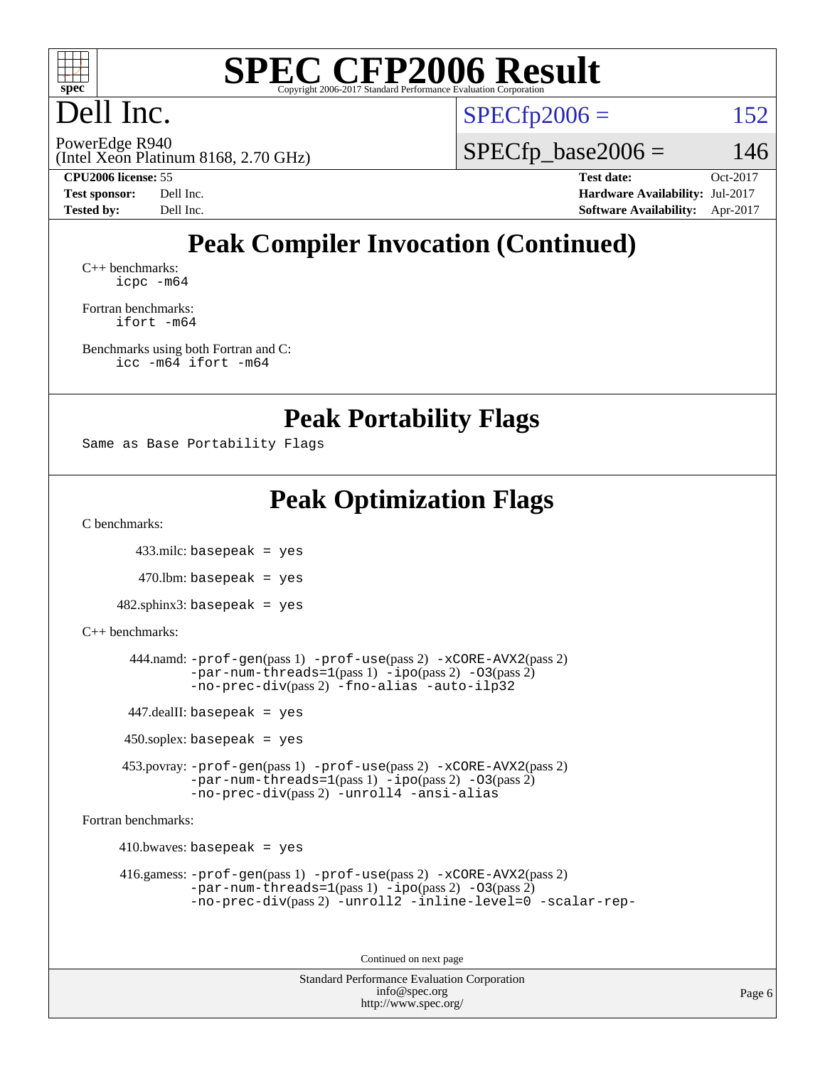# SPEC CFP2006 Result

Copyright 2006-2017 Standard Performance Evaluation Corporation

# Dell Inc.

PowerEdge R940
(Intel Xeon Platinum 8168, 2.70 GHz)

SPECfp2006 = 152

SPECfp_base2006 = 146

**CPU2006 license:** 55
**Test sponsor:** Dell Inc.
**Tested by:** Dell Inc.

**Test date:** Oct-2017
**Hardware Availability:** Jul-2017
**Software Availability:** Apr-2017

## Peak Compiler Invocation (Continued)

C++ benchmarks:
```
icpc -m64
```

Fortran benchmarks:
```
ifort -m64
```

Benchmarks using both Fortran and C:
```
icc -m64 ifort -m64
```

## Peak Portability Flags

```
Same as Base Portability Flags
```

## Peak Optimization Flags

C benchmarks:

433.milc: `basepeak = yes`

470.lbm: `basepeak = yes`

482.sphinx3: `basepeak = yes`

C++ benchmarks:

444.namd: `-prof-gen`(pass 1) `-prof-use`(pass 2) `-xCORE-AVX2`(pass 2) `-par-num-threads=1`(pass 1) `-ipo`(pass 2) `-O3`(pass 2) `-no-prec-div`(pass 2) `-fno-alias -auto-ilp32`

447.dealII: `basepeak = yes`

450.soplex: `basepeak = yes`

453.povray: `-prof-gen`(pass 1) `-prof-use`(pass 2) `-xCORE-AVX2`(pass 2) `-par-num-threads=1`(pass 1) `-ipo`(pass 2) `-O3`(pass 2) `-no-prec-div`(pass 2) `-unroll4 -ansi-alias`

Fortran benchmarks:

410.bwaves: `basepeak = yes`

416.gamess: `-prof-gen`(pass 1) `-prof-use`(pass 2) `-xCORE-AVX2`(pass 2) `-par-num-threads=1`(pass 1) `-ipo`(pass 2) `-O3`(pass 2) `-no-prec-div`(pass 2) `-unroll2 -inline-level=0 -scalar-rep-`

Continued on next page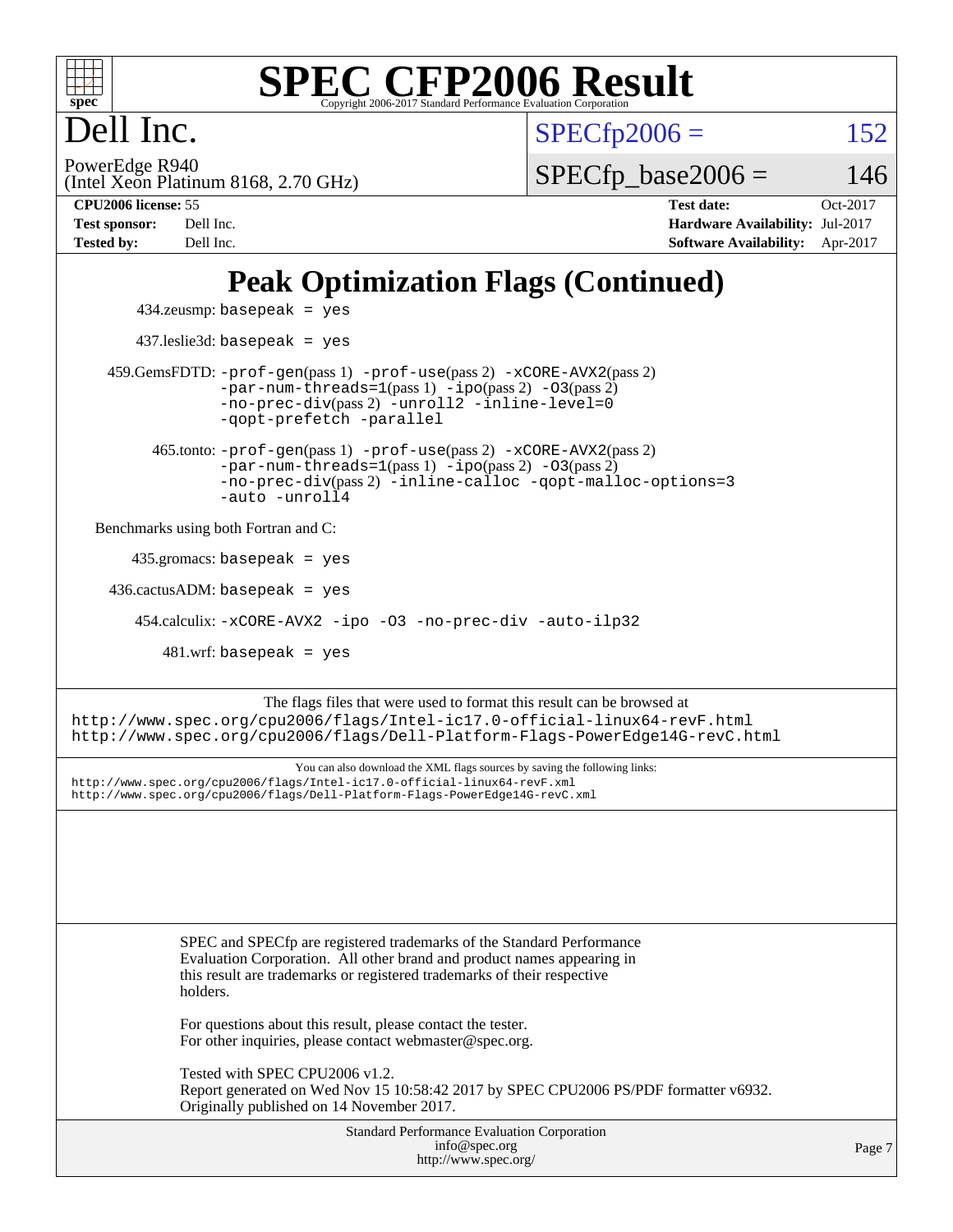# Peak Optimization Flags (Continued)

434.zeusmp: basepeak = yes

437.leslie3d: basepeak = yes

459.GemsFDTD: -prof-gen(pass 1) -prof-use(pass 2) -xCORE-AVX2(pass 2) -par-num-threads=1(pass 1) -ipo(pass 2) -O3(pass 2) -no-prec-div(pass 2) -unroll2 -inline-level=0 -qopt-prefetch -parallel

465.tonto: -prof-gen(pass 1) -prof-use(pass 2) -xCORE-AVX2(pass 2) -par-num-threads=1(pass 1) -ipo(pass 2) -O3(pass 2) -no-prec-div(pass 2) -inline-calloc -qopt-malloc-options=3 -auto -unroll4

Benchmarks using both Fortran and C:

435.gromacs: basepeak = yes

436.cactusADM: basepeak = yes

454.calculix: -xCORE-AVX2 -ipo -O3 -no-prec-div -auto-ilp32

481.wrf: basepeak = yes

The flags files that were used to format this result can be browsed at
http://www.spec.org/cpu2006/flags/Intel-ic17.0-official-linux64-revF.html
http://www.spec.org/cpu2006/flags/Dell-Platform-Flags-PowerEdge14G-revC.html

You can also download the XML flags sources by saving the following links:
http://www.spec.org/cpu2006/flags/Intel-ic17.0-official-linux64-revF.xml
http://www.spec.org/cpu2006/flags/Dell-Platform-Flags-PowerEdge14G-revC.xml

SPEC and SPECfp are registered trademarks of the Standard Performance Evaluation Corporation. All other brand and product names appearing in this result are trademarks or registered trademarks of their respective holders.

For questions about this result, please contact the tester.
For other inquiries, please contact webmaster@spec.org.

Tested with SPEC CPU2006 v1.2.
Report generated on Wed Nov 15 10:58:42 2017 by SPEC CPU2006 PS/PDF formatter v6932.
Originally published on 14 November 2017.